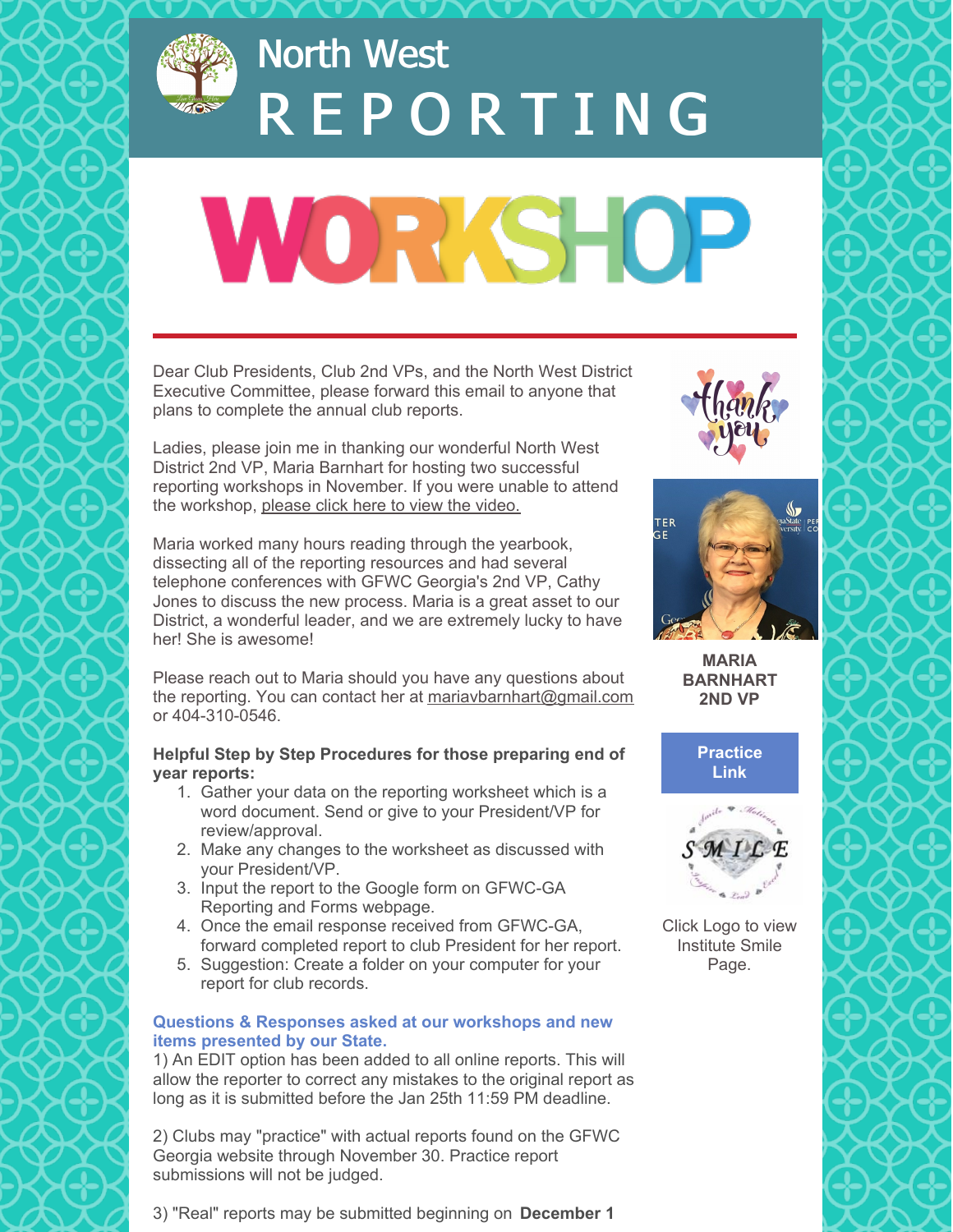# North West REPORTING

# WORKSHOP

Dear Club Presidents, Club 2nd VPs, and the North West District Executive Committee, please forward this email to anyone that plans to complete the annual club reports.

Ladies, please join me in thanking our wonderful North West District 2nd VP, Maria Barnhart for hosting two successful reporting workshops in November. If you were unable to attend the workshop, please click here to view the video.

Maria worked many hours reading through the yearbook, dissecting all of the reporting resources and had several telephone conferences with GFWC Georgia's 2nd VP, Cathy Jones to discuss the new process. Maria is a great asset to our District, a wonderful leader, and we are extremely lucky to have her! She is awesome!

Please reach out to Maria should you have any questions about the reporting. You can contact her at mariavbarnhart@gmail.com or 404-310-0546.

**MARIA BARNHART 2ND VP**

**Practice Link**

Click Logo to view Institute Smile Page.

**Helpful Step by Step Procedures for those preparing end of year reports:**

1. Gather your data on the reporting worksheet which is a word document. Send or give to your President/VP for review/approval.
2. Make any changes to the worksheet as discussed with your President/VP.
3. Input the report to the Google form on GFWC-GA Reporting and Forms webpage.
4. Once the email response received from GFWC-GA, forward completed report to club President for her report.
5. Suggestion: Create a folder on your computer for your report for club records.

**Questions & Responses asked at our workshops and new items presented by our State.**

1) An EDIT option has been added to all online reports. This will allow the reporter to correct any mistakes to the original report as long as it is submitted before the Jan 25th 11:59 PM deadline.

2) Clubs may "practice" with actual reports found on the GFWC Georgia website through November 30. Practice report submissions will not be judged.

3) "Real" reports may be submitted beginning on **December 1**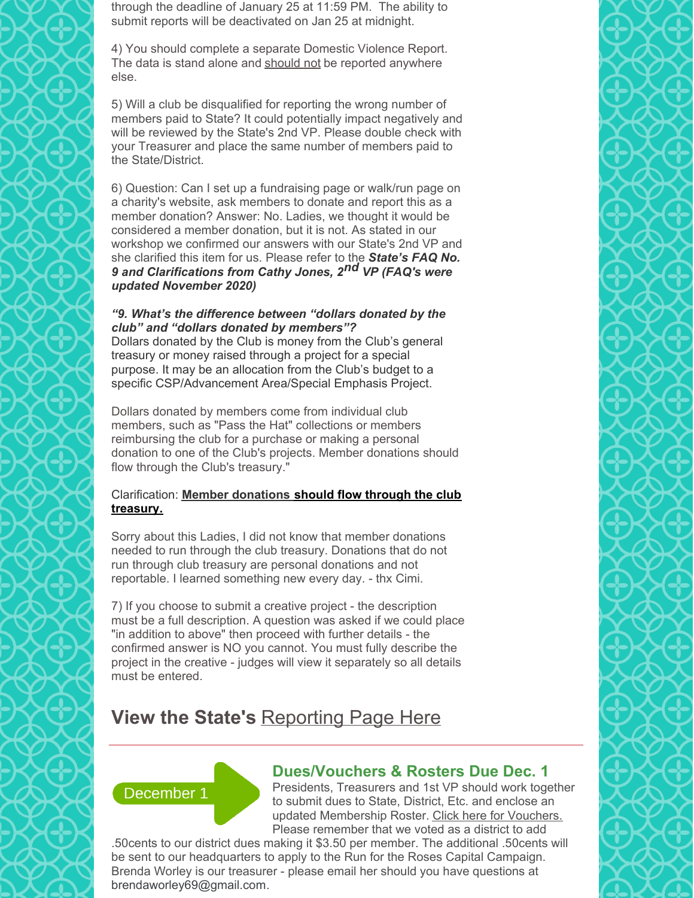through the deadline of January 25 at 11:59 PM.  The ability to submit reports will be deactivated on Jan 25 at midnight.

4) You should complete a separate Domestic Violence Report. The data is stand alone and should not be reported anywhere else.

5) Will a club be disqualified for reporting the wrong number of members paid to State? It could potentially impact negatively and will be reviewed by the State's 2nd VP. Please double check with your Treasurer and place the same number of members paid to the State/District.

6) Question: Can I set up a fundraising page or walk/run page on a charity's website, ask members to donate and report this as a member donation? Answer: No. Ladies, we thought it would be considered a member donation, but it is not. As stated in our workshop we confirmed our answers with our State's 2nd VP and she clarified this item for us. Please refer to the ***State's FAQ No. 9 and Clarifications from Cathy Jones, 2nd VP (FAQ's were updated November 2020)***

***"9. What's the difference between "dollars donated by the club" and "dollars donated by members"?***
Dollars donated by the Club is money from the Club's general treasury or money raised through a project for a special purpose. It may be an allocation from the Club's budget to a specific CSP/Advancement Area/Special Emphasis Project.

Dollars donated by members come from individual club members, such as "Pass the Hat" collections or members reimbursing the club for a purchase or making a personal donation to one of the Club's projects. Member donations should flow through the Club's treasury."

Clarification: **Member donations should flow through the club treasury.**

Sorry about this Ladies, I did not know that member donations needed to run through the club treasury. Donations that do not run through club treasury are personal donations and not reportable. I learned something new every day. - thx Cimi.

7) If you choose to submit a creative project - the description must be a full description. A question was asked if we could place "in addition to above" then proceed with further details - the confirmed answer is NO you cannot. You must fully describe the project in the creative - judges will view it separately so all details must be entered.

## View the State's Reporting Page Here

---

December 1

### Dues/Vouchers & Rosters Due Dec. 1

Presidents, Treasurers and 1st VP should work together to submit dues to State, District, Etc. and enclose an updated Membership Roster. Click here for Vouchers. Please remember that we voted as a district to add .50cents to our district dues making it $3.50 per member. The additional .50cents will be sent to our headquarters to apply to the Run for the Roses Capital Campaign. Brenda Worley is our treasurer - please email her should you have questions at brendaworley69@gmail.com.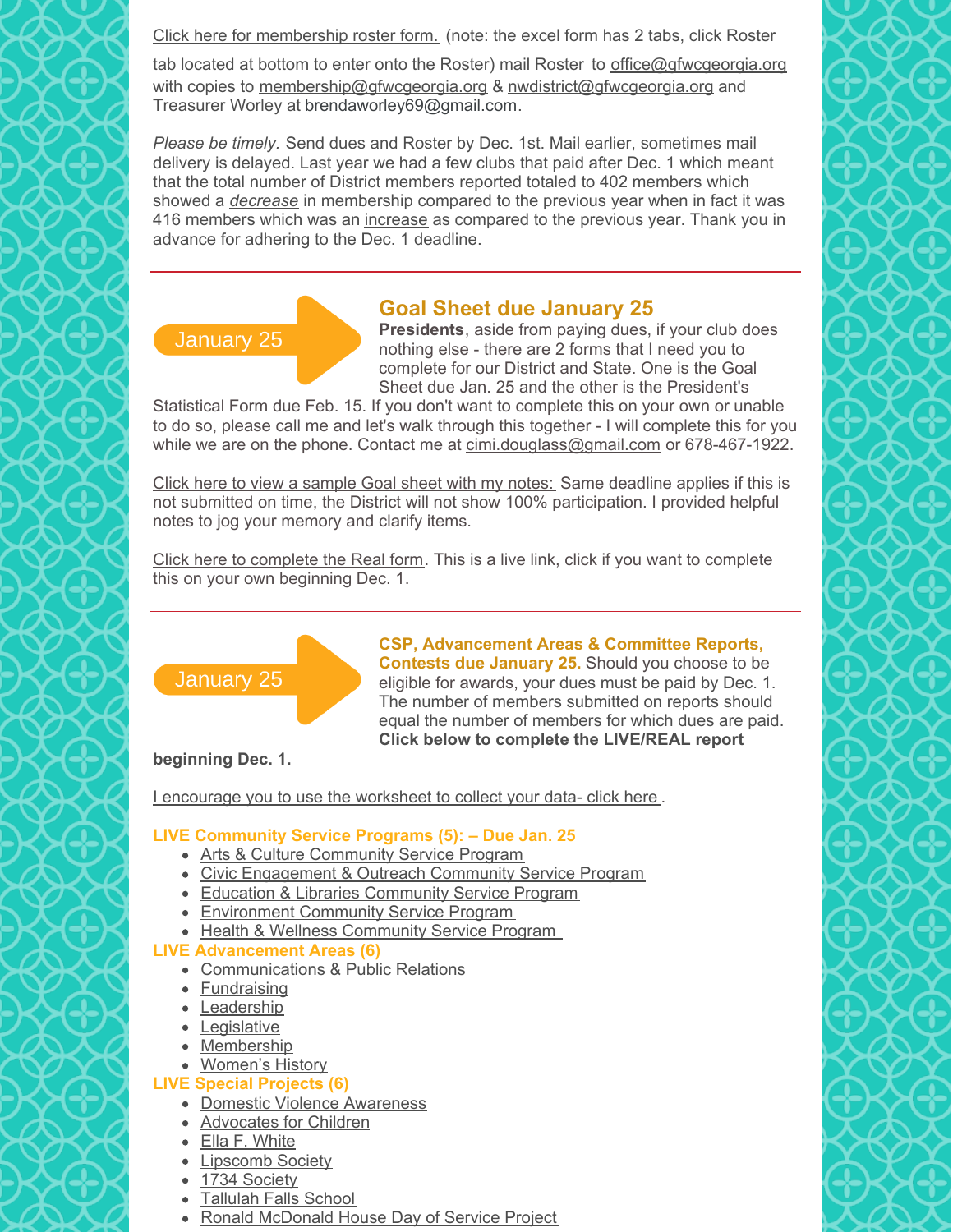Click here for membership roster form. (note: the excel form has 2 tabs, click Roster tab located at bottom to enter onto the Roster) mail Roster to office@gfwcgeorgia.org with copies to membership@gfwcgeorgia.org & nwdistrict@gfwcgeorgia.org and Treasurer Worley at brendaworley69@gmail.com.

*Please be timely.* Send dues and Roster by Dec. 1st. Mail earlier, sometimes mail delivery is delayed. Last year we had a few clubs that paid after Dec. 1 which meant that the total number of District members reported totaled to 402 members which showed a *decrease* in membership compared to the previous year when in fact it was 416 members which was an increase as compared to the previous year. Thank you in advance for adhering to the Dec. 1 deadline.

---

January 25

## Goal Sheet due January 25

**Presidents**, aside from paying dues, if your club does nothing else - there are 2 forms that I need you to complete for our District and State. One is the Goal Sheet due Jan. 25 and the other is the President's Statistical Form due Feb. 15. If you don't want to complete this on your own or unable to do so, please call me and let's walk through this together - I will complete this for you while we are on the phone. Contact me at cimi.douglass@gmail.com or 678-467-1922.

Click here to view a sample Goal sheet with my notes: Same deadline applies if this is not submitted on time, the District will not show 100% participation. I provided helpful notes to jog your memory and clarify items.

Click here to complete the Real form. This is a live link, click if you want to complete this on your own beginning Dec. 1.

---

January 25

**CSP, Advancement Areas & Committee Reports, Contests due January 25.** Should you choose to be eligible for awards, your dues must be paid by Dec. 1. The number of members submitted on reports should equal the number of members for which dues are paid. **Click below to complete the LIVE/REAL report beginning Dec. 1.**

I encourage you to use the worksheet to collect your data- click here.

**LIVE Community Service Programs (5): – Due Jan. 25**

- Arts & Culture Community Service Program
- Civic Engagement & Outreach Community Service Program
- Education & Libraries Community Service Program
- Environment Community Service Program
- Health & Wellness Community Service Program

**LIVE Advancement Areas (6)**

- Communications & Public Relations
- Fundraising
- Leadership
- Legislative
- Membership
- Women's History

**LIVE Special Projects (6)**

- Domestic Violence Awareness
- Advocates for Children
- Ella F. White
- Lipscomb Society
- 1734 Society
- Tallulah Falls School
- Ronald McDonald House Day of Service Project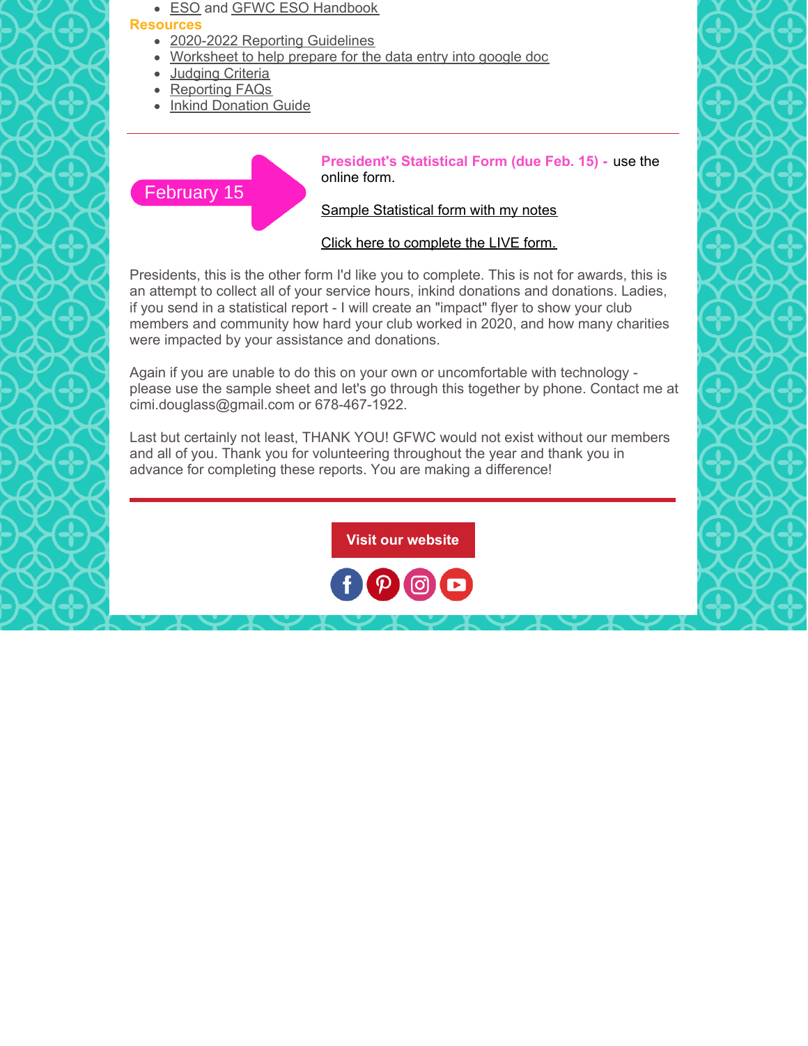- ESO and GFWC ESO Handbook

**Resources**

- 2020-2022 Reporting Guidelines
- Worksheet to help prepare for the data entry into google doc
- Judging Criteria
- Reporting FAQs
- Inkind Donation Guide

---

February 15

**President's Statistical Form (due Feb. 15) -** use the online form.

Sample Statistical form with my notes

Click here to complete the LIVE form.

Presidents, this is the other form I'd like you to complete. This is not for awards, this is an attempt to collect all of your service hours, inkind donations and donations. Ladies, if you send in a statistical report - I will create an "impact" flyer to show your club members and community how hard your club worked in 2020, and how many charities were impacted by your assistance and donations.

Again if you are unable to do this on your own or uncomfortable with technology - please use the sample sheet and let's go through this together by phone. Contact me at cimi.douglass@gmail.com or 678-467-1922.

Last but certainly not least, THANK YOU! GFWC would not exist without our members and all of you. Thank you for volunteering throughout the year and thank you in advance for completing these reports. You are making a difference!

---

**Visit our website**